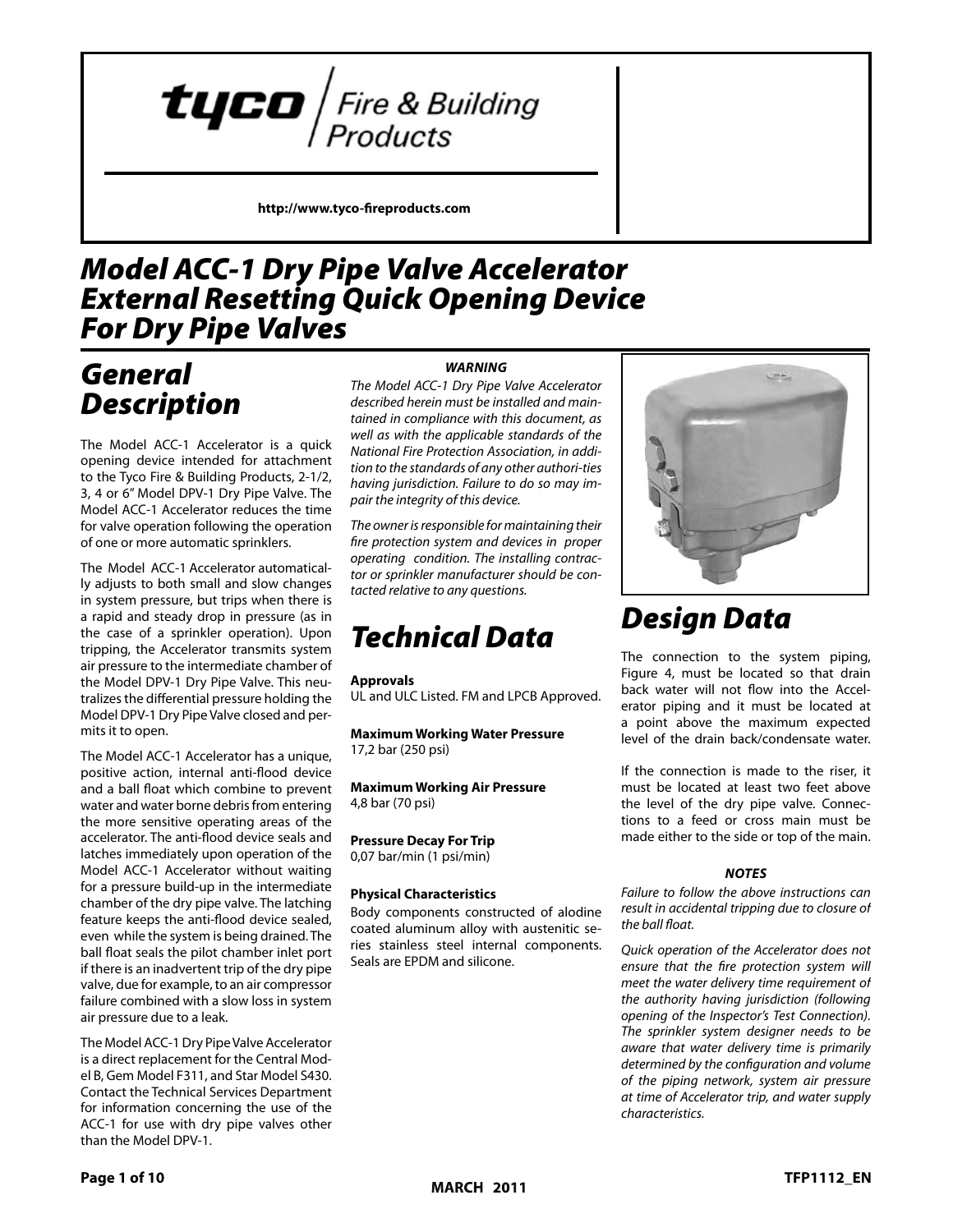tyco / Fire & Building Products

http://www.tyco-fireproducts.com

# Model ACC-1 Dry Pipe Valve Accelerator External Resetting Quick Opening Device For Dry Pipe Valves

## General Description

The Model ACC-1 Accelerator is a quick opening device intended for attachment to the Tyco Fire & Building Products, 2-1/2, 3, 4 or 6" Model DPV-1 Dry Pipe Valve. The Model ACC-1 Accelerator reduces the time for valve operation following the operation of one or more automatic sprinklers.

The Model ACC-1 Accelerator automatically adjusts to both small and slow changes in system pressure, but trips when there is a rapid and steady drop in pressure (as in the case of a sprinkler operation). Upon tripping, the Accelerator transmits system air pressure to the intermediate chamber of the Model DPV-1 Dry Pipe Valve. This neutralizes the differential pressure holding the Model DPV-1 Dry Pipe Valve closed and permits it to open.

The Model ACC-1 Accelerator has a unique, positive action, internal anti-flood device and a ball float which combine to prevent water and water borne debris from entering the more sensitive operating areas of the accelerator. The anti-flood device seals and latches immediately upon operation of the Model ACC-1 Accelerator without waiting for a pressure build-up in the intermediate chamber of the dry pipe valve. The latching feature keeps the anti-flood device sealed, even while the system is being drained. The ball float seals the pilot chamber inlet port if there is an inadvertent trip of the dry pipe valve, due for example, to an air compressor failure combined with a slow loss in system air pressure due to a leak.

The Model ACC-1 Dry Pipe Valve Accelerator is a direct replacement for the Central Model B, Gem Model F311, and Star Model S430. Contact the Technical Services Department for information concerning the use of the ACC-1 for use with dry pipe valves other than the Model DPV-1.

***WARNING***

*The Model ACC-1 Dry Pipe Valve Accelerator described herein must be installed and maintained in compliance with this document, as well as with the applicable standards of the National Fire Protection Association, in addition to the standards of any other authori-ties having jurisdiction. Failure to do so may impair the integrity of this device.*

*The owner is responsible for maintaining their fire protection system and devices in proper operating condition. The installing contractor or sprinkler manufacturer should be contacted relative to any questions.*

## Technical Data

**Approvals**
UL and ULC Listed. FM and LPCB Approved.

**Maximum Working Water Pressure**
17,2 bar (250 psi)

**Maximum Working Air Pressure**
4,8 bar (70 psi)

**Pressure Decay For Trip**
0,07 bar/min (1 psi/min)

**Physical Characteristics**
Body components constructed of alodine coated aluminum alloy with austenitic series stainless steel internal components. Seals are EPDM and silicone.

## Design Data

The connection to the system piping, Figure 4, must be located so that drain back water will not flow into the Accelerator piping and it must be located at a point above the maximum expected level of the drain back/condensate water.

If the connection is made to the riser, it must be located at least two feet above the level of the dry pipe valve. Connections to a feed or cross main must be made either to the side or top of the main.

***NOTES***

*Failure to follow the above instructions can result in accidental tripping due to closure of the ball float.*

*Quick operation of the Accelerator does not ensure that the fire protection system will meet the water delivery time requirement of the authority having jurisdiction (following opening of the Inspector's Test Connection). The sprinkler system designer needs to be aware that water delivery time is primarily determined by the configuration and volume of the piping network, system air pressure at time of Accelerator trip, and water supply characteristics.*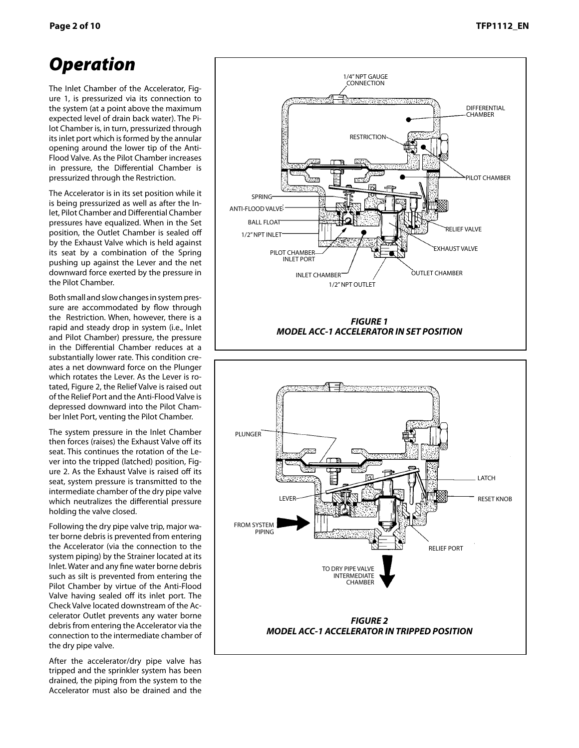# Operation

The Inlet Chamber of the Accelerator, Figure 1, is pressurized via its connection to the system (at a point above the maximum expected level of drain back water). The Pilot Chamber is, in turn, pressurized through its inlet port which is formed by the annular opening around the lower tip of the Anti-Flood Valve. As the Pilot Chamber increases in pressure, the Differential Chamber is pressurized through the Restriction.

The Accelerator is in its set position while it is being pressurized as well as after the Inlet, Pilot Chamber and Differential Chamber pressures have equalized. When in the Set position, the Outlet Chamber is sealed off by the Exhaust Valve which is held against its seat by a combination of the Spring pushing up against the Lever and the net downward force exerted by the pressure in the Pilot Chamber.

Both small and slow changes in system pressure are accommodated by flow through the Restriction. When, however, there is a rapid and steady drop in system (i.e., Inlet and Pilot Chamber) pressure, the pressure in the Differential Chamber reduces at a substantially lower rate. This condition creates a net downward force on the Plunger which rotates the Lever. As the Lever is rotated, Figure 2, the Relief Valve is raised out of the Relief Port and the Anti-Flood Valve is depressed downward into the Pilot Chamber Inlet Port, venting the Pilot Chamber.

The system pressure in the Inlet Chamber then forces (raises) the Exhaust Valve off its seat. This continues the rotation of the Lever into the tripped (latched) position, Figure 2. As the Exhaust Valve is raised off its seat, system pressure is transmitted to the intermediate chamber of the dry pipe valve which neutralizes the differential pressure holding the valve closed.

Following the dry pipe valve trip, major water borne debris is prevented from entering the Accelerator (via the connection to the system piping) by the Strainer located at its Inlet. Water and any fine water borne debris such as silt is prevented from entering the Pilot Chamber by virtue of the Anti-Flood Valve having sealed off its inlet port. The Check Valve located downstream of the Accelerator Outlet prevents any water borne debris from entering the Accelerator via the connection to the intermediate chamber of the dry pipe valve.

After the accelerator/dry pipe valve has tripped and the sprinkler system has been drained, the piping from the system to the Accelerator must also be drained and the

***FIGURE 1***
***MODEL ACC-1 ACCELERATOR IN SET POSITION***

***FIGURE 2***
***MODEL ACC-1 ACCELERATOR IN TRIPPED POSITION***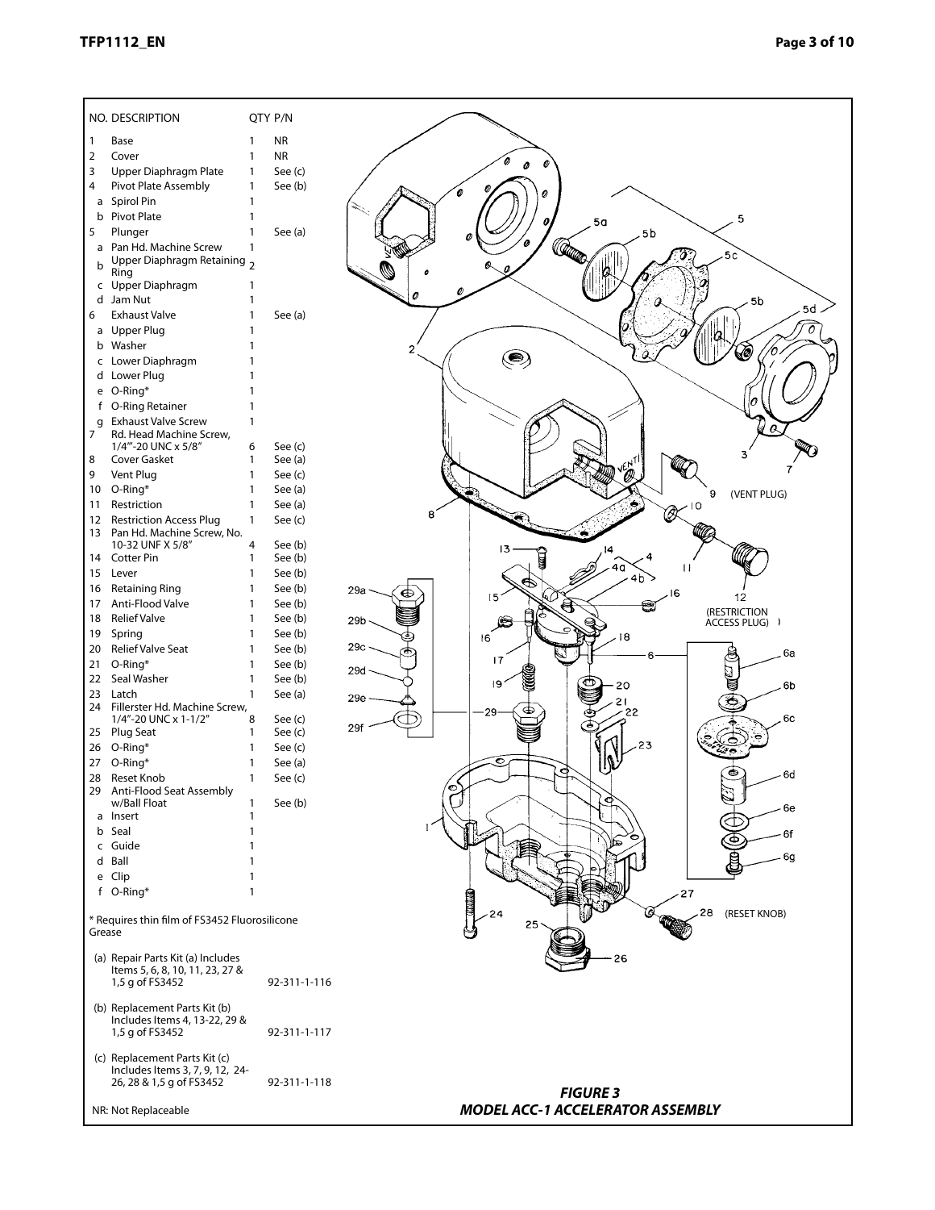| NO. | DESCRIPTION | QTY | P/N |
|---|---|---|---|
| 1 | Base | 1 | NR |
| 2 | Cover | 1 | NR |
| 3 | Upper Diaphragm Plate | 1 | See (c) |
| 4 | Pivot Plate Assembly | 1 | See (b) |
| a | Spirol Pin | 1 | |
| b | Pivot Plate | 1 | |
| 5 | Plunger | 1 | See (a) |
| a | Pan Hd. Machine Screw | 1 | |
| b | Upper Diaphragm Retaining Ring | 2 | |
| c | Upper Diaphragm | 1 | |
| d | Jam Nut | 1 | |
| 6 | Exhaust Valve | 1 | See (a) |
| a | Upper Plug | 1 | |
| b | Washer | 1 | |
| c | Lower Diaphragm | 1 | |
| d | Lower Plug | 1 | |
| e | O-Ring* | 1 | |
| f | O-Ring Retainer | 1 | |
| g | Exhaust Valve Screw | 1 | |
| 7 | Rd. Head Machine Screw, 1/4"-20 UNC x 5/8" | 6 | See (c) |
| 8 | Cover Gasket | 1 | See (a) |
| 9 | Vent Plug | 1 | See (c) |
| 10 | O-Ring* | 1 | See (a) |
| 11 | Restriction | 1 | See (a) |
| 12 | Restriction Access Plug | 1 | See (c) |
| 13 | Pan Hd. Machine Screw, No. 10-32 UNF X 5/8" | 4 | See (b) |
| 14 | Cotter Pin | 1 | See (b) |
| 15 | Lever | 1 | See (b) |
| 16 | Retaining Ring | 1 | See (b) |
| 17 | Anti-Flood Valve | 1 | See (b) |
| 18 | Relief Valve | 1 | See (b) |
| 19 | Spring | 1 | See (b) |
| 20 | Relief Valve Seat | 1 | See (b) |
| 21 | O-Ring* | 1 | See (b) |
| 22 | Seal Washer | 1 | See (b) |
| 23 | Latch | 1 | See (a) |
| 24 | Fillerster Hd. Machine Screw, 1/4"-20 UNC x 1-1/2" | 8 | See (c) |
| 25 | Plug Seat | 1 | See (c) |
| 26 | O-Ring* | 1 | See (c) |
| 27 | O-Ring* | 1 | See (a) |
| 28 | Reset Knob | 1 | See (c) |
| 29 | Anti-Flood Seat Assembly w/Ball Float | 1 | See (b) |
| a | Insert | 1 | |
| b | Seal | 1 | |
| c | Guide | 1 | |
| d | Ball | 1 | |
| e | Clip | 1 | |
| f | O-Ring* | 1 | |

\* Requires thin film of FS3452 Fluorosilicone Grease

(a) Repair Parts Kit (a) Includes Items 5, 6, 8, 10, 11, 23, 27 & 1,5 g of FS3452 — 92-311-1-116

(b) Replacement Parts Kit (b) Includes Items 4, 13-22, 29 & 1,5 g of FS3452 — 92-311-1-117

(c) Replacement Parts Kit (c) Includes Items 3, 7, 9, 12, 24-26, 28 & 1,5 g of FS3452 — 92-311-1-118

NR: Not Replaceable

***FIGURE 3***
***MODEL ACC-1 ACCELERATOR ASSEMBLY***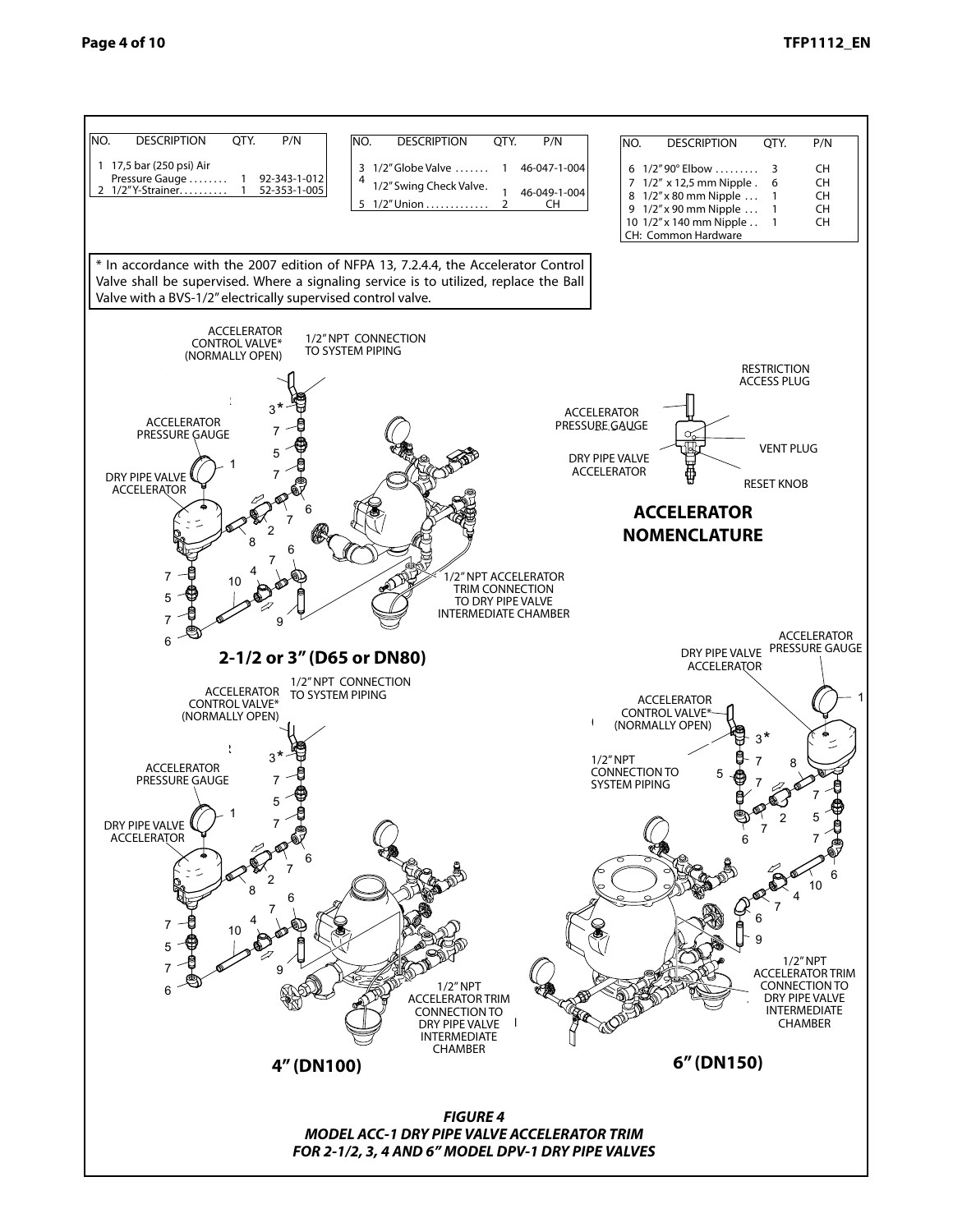| NO. | DESCRIPTION | QTY. | P/N |
|---|---|---|---|
| 1 | 17,5 bar (250 psi) Air Pressure Gauge | 1 | 92-343-1-012 |
| 2 | 1/2" Y-Strainer | 1 | 52-353-1-005 |
| 3 | 1/2" Globe Valve | 1 | 46-047-1-004 |
| 4 | 1/2" Swing Check Valve | 1 | 46-049-1-004 |
| 5 | 1/2" Union | 2 | CH |
| 6 | 1/2" 90° Elbow | 3 | CH |
| 7 | 1/2" x 12,5 mm Nipple | 6 | CH |
| 8 | 1/2" x 80 mm Nipple | 1 | CH |
| 9 | 1/2" x 90 mm Nipple | 1 | CH |
| 10 | 1/2" x 140 mm Nipple | 1 | CH |

CH: Common Hardware

* In accordance with the 2007 edition of NFPA 13, 7.2.4.4, the Accelerator Control Valve shall be supervised. Where a signaling service is to utilized, replace the Ball Valve with a BVS-1/2" electrically supervised control valve.

ACCELERATOR CONTROL VALVE* (NORMALLY OPEN)

1/2" NPT CONNECTION TO SYSTEM PIPING

ACCELERATOR PRESSURE GAUGE

DRY PIPE VALVE ACCELERATOR

1/2" NPT ACCELERATOR TRIM CONNECTION TO DRY PIPE VALVE INTERMEDIATE CHAMBER

**2-1/2 or 3" (D65 or DN80)**

RESTRICTION ACCESS PLUG

VENT PLUG

RESET KNOB

**ACCELERATOR NOMENCLATURE**

**4" (DN100)**

**6" (DN150)**

***FIGURE 4***
***MODEL ACC-1 DRY PIPE VALVE ACCELERATOR TRIM FOR 2-1/2, 3, 4 AND 6" MODEL DPV-1 DRY PIPE VALVES***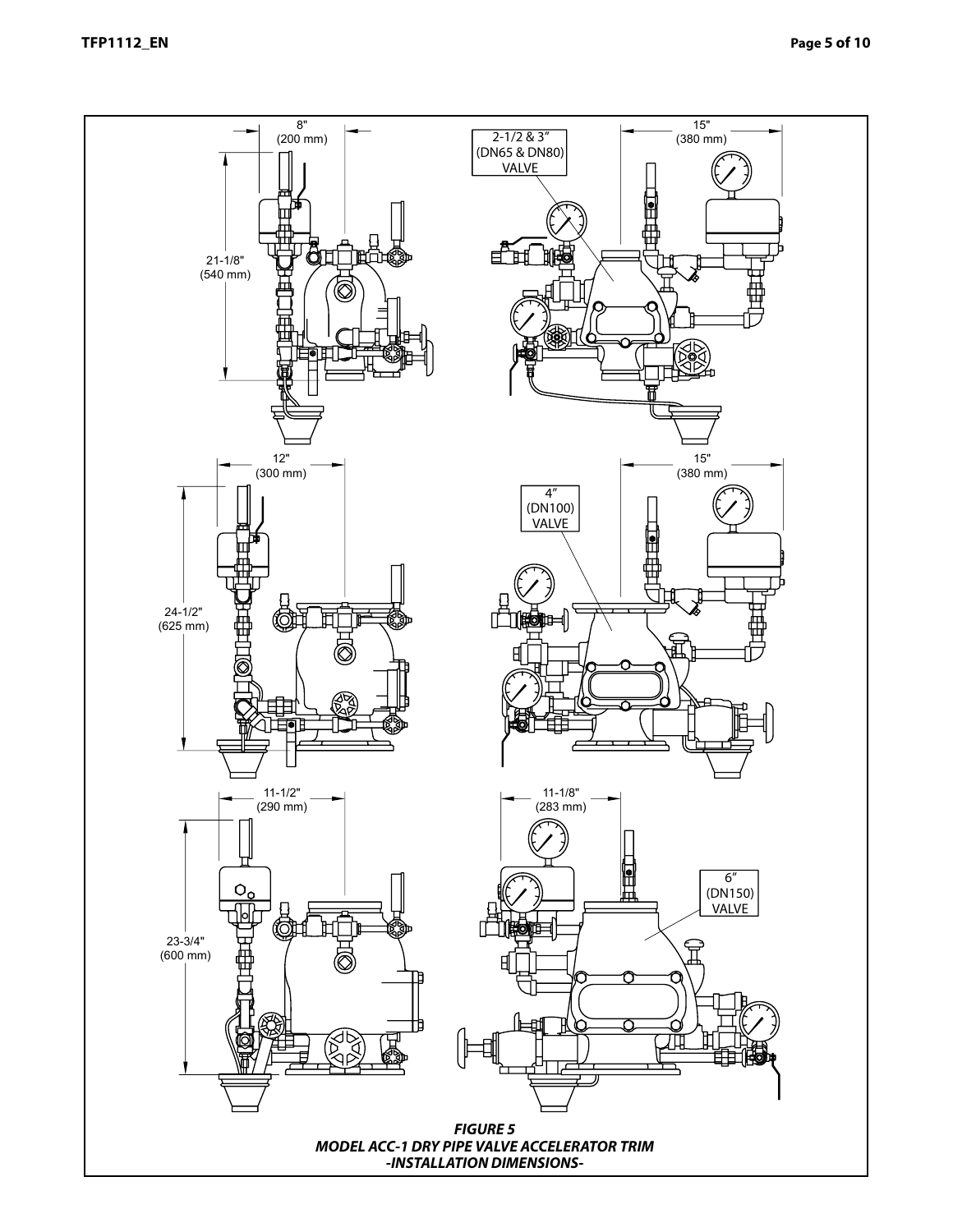8"
(200 mm)

21-1/8"
(540 mm)

2-1/2 & 3"
(DN65 & DN80)
VALVE

15"
(380 mm)

12"
(300 mm)

24-1/2"
(625 mm)

4"
(DN100)
VALVE

15"
(380 mm)

11-1/2"
(290 mm)

23-3/4"
(600 mm)

11-1/8"
(283 mm)

6"
(DN150)
VALVE

***FIGURE 5***
***MODEL ACC-1 DRY PIPE VALVE ACCELERATOR TRIM***
***-INSTALLATION DIMENSIONS-***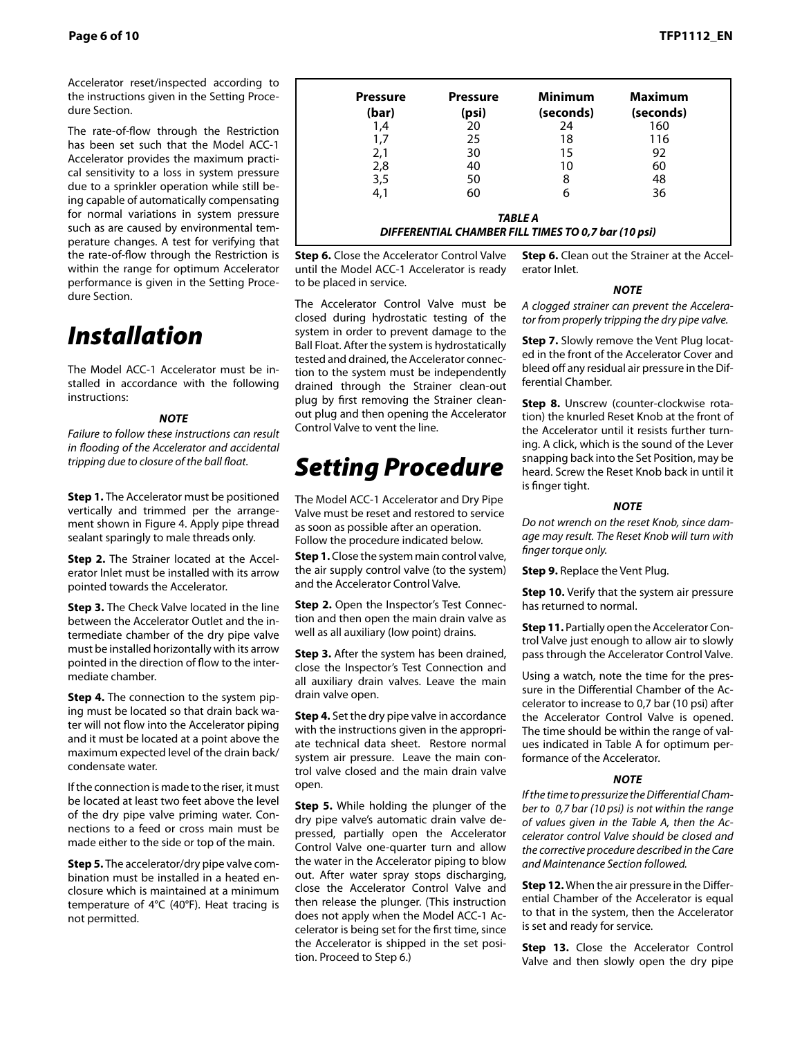Accelerator reset/inspected according to the instructions given in the Setting Procedure Section.

The rate-of-flow through the Restriction has been set such that the Model ACC-1 Accelerator provides the maximum practical sensitivity to a loss in system pressure due to a sprinkler operation while still being capable of automatically compensating for normal variations in system pressure such as are caused by environmental temperature changes. A test for verifying that the rate-of-flow through the Restriction is within the range for optimum Accelerator performance is given in the Setting Procedure Section.

# Installation

The Model ACC-1 Accelerator must be installed in accordance with the following instructions:

***NOTE***

*Failure to follow these instructions can result in flooding of the Accelerator and accidental tripping due to closure of the ball float.*

**Step 1.** The Accelerator must be positioned vertically and trimmed per the arrangement shown in Figure 4. Apply pipe thread sealant sparingly to male threads only.

**Step 2.** The Strainer located at the Accelerator Inlet must be installed with its arrow pointed towards the Accelerator.

**Step 3.** The Check Valve located in the line between the Accelerator Outlet and the intermediate chamber of the dry pipe valve must be installed horizontally with its arrow pointed in the direction of flow to the intermediate chamber.

**Step 4.** The connection to the system piping must be located so that drain back water will not flow into the Accelerator piping and it must be located at a point above the maximum expected level of the drain back/condensate water.

If the connection is made to the riser, it must be located at least two feet above the level of the dry pipe valve priming water. Connections to a feed or cross main must be made either to the side or top of the main.

**Step 5.** The accelerator/dry pipe valve combination must be installed in a heated enclosure which is maintained at a minimum temperature of 4°C (40°F). Heat tracing is not permitted.

| Pressure (bar) | Pressure (psi) | Minimum (seconds) | Maximum (seconds) |
|---|---|---|---|
| 1,4 | 20 | 24 | 160 |
| 1,7 | 25 | 18 | 116 |
| 2,1 | 30 | 15 | 92 |
| 2,8 | 40 | 10 | 60 |
| 3,5 | 50 | 8 | 48 |
| 4,1 | 60 | 6 | 36 |

***TABLE A***
***DIFFERENTIAL CHAMBER FILL TIMES TO 0,7 bar (10 psi)***

**Step 6.** Close the Accelerator Control Valve until the Model ACC-1 Accelerator is ready to be placed in service.

The Accelerator Control Valve must be closed during hydrostatic testing of the system in order to prevent damage to the Ball Float. After the system is hydrostatically tested and drained, the Accelerator connection to the system must be independently drained through the Strainer clean-out plug by first removing the Strainer clean-out plug and then opening the Accelerator Control Valve to vent the line.

# Setting Procedure

The Model ACC-1 Accelerator and Dry Pipe Valve must be reset and restored to service as soon as possible after an operation. Follow the procedure indicated below.

**Step 1.** Close the system main control valve, the air supply control valve (to the system) and the Accelerator Control Valve.

**Step 2.** Open the Inspector's Test Connection and then open the main drain valve as well as all auxiliary (low point) drains.

**Step 3.** After the system has been drained, close the Inspector's Test Connection and all auxiliary drain valves. Leave the main drain valve open.

**Step 4.** Set the dry pipe valve in accordance with the instructions given in the appropriate technical data sheet. Restore normal system air pressure. Leave the main control valve closed and the main drain valve open.

**Step 5.** While holding the plunger of the dry pipe valve's automatic drain valve depressed, partially open the Accelerator Control Valve one-quarter turn and allow the water in the Accelerator piping to blow out. After water spray stops discharging, close the Accelerator Control Valve and then release the plunger. (This instruction does not apply when the Model ACC-1 Accelerator is being set for the first time, since the Accelerator is shipped in the set position. Proceed to Step 6.)

**Step 6.** Clean out the Strainer at the Accelerator Inlet.

***NOTE***

*A clogged strainer can prevent the Accelerator from properly tripping the dry pipe valve.*

**Step 7.** Slowly remove the Vent Plug located in the front of the Accelerator Cover and bleed off any residual air pressure in the Differential Chamber.

**Step 8.** Unscrew (counter-clockwise rotation) the knurled Reset Knob at the front of the Accelerator until it resists further turning. A click, which is the sound of the Lever snapping back into the Set Position, may be heard. Screw the Reset Knob back in until it is finger tight.

***NOTE***

*Do not wrench on the reset Knob, since damage may result. The Reset Knob will turn with finger torque only.*

**Step 9.** Replace the Vent Plug.

**Step 10.** Verify that the system air pressure has returned to normal.

**Step 11.** Partially open the Accelerator Control Valve just enough to allow air to slowly pass through the Accelerator Control Valve.

Using a watch, note the time for the pressure in the Differential Chamber of the Accelerator to increase to 0,7 bar (10 psi) after the Accelerator Control Valve is opened. The time should be within the range of values indicated in Table A for optimum performance of the Accelerator.

***NOTE***

*If the time to pressurize the Differential Chamber to 0,7 bar (10 psi) is not within the range of values given in the Table A, then the Accelerator control Valve should be closed and the corrective procedure described in the Care and Maintenance Section followed.*

**Step 12.** When the air pressure in the Differential Chamber of the Accelerator is equal to that in the system, then the Accelerator is set and ready for service.

**Step 13.** Close the Accelerator Control Valve and then slowly open the dry pipe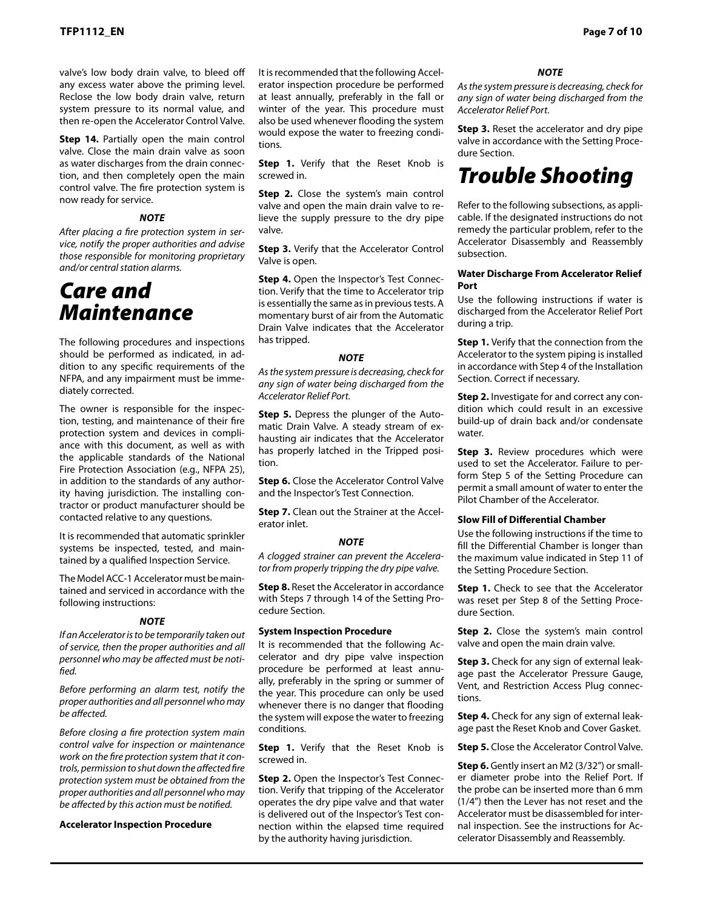valve's low body drain valve, to bleed off any excess water above the priming level. Reclose the low body drain valve, return system pressure to its normal value, and then re-open the Accelerator Control Valve.

**Step 14.** Partially open the main control valve. Close the main drain valve as soon as water discharges from the drain connection, and then completely open the main control valve. The fire protection system is now ready for service.

***NOTE***

*After placing a fire protection system in service, notify the proper authorities and advise those responsible for monitoring proprietary and/or central station alarms.*

# Care and Maintenance

The following procedures and inspections should be performed as indicated, in addition to any specific requirements of the NFPA, and any impairment must be immediately corrected.

The owner is responsible for the inspection, testing, and maintenance of their fire protection system and devices in compliance with this document, as well as with the applicable standards of the National Fire Protection Association (e.g., NFPA 25), in addition to the standards of any authority having jurisdiction. The installing contractor or product manufacturer should be contacted relative to any questions.

It is recommended that automatic sprinkler systems be inspected, tested, and maintained by a qualified Inspection Service.

The Model ACC-1 Accelerator must be maintained and serviced in accordance with the following instructions:

***NOTE***

*If an Accelerator is to be temporarily taken out of service, then the proper authorities and all personnel who may be affected must be notified.*

*Before performing an alarm test, notify the proper authorities and all personnel who may be affected.*

*Before closing a fire protection system main control valve for inspection or maintenance work on the fire protection system that it controls, permission to shut down the affected fire protection system must be obtained from the proper authorities and all personnel who may be affected by this action must be notified.*

**Accelerator Inspection Procedure**

It is recommended that the following Accelerator inspection procedure be performed at least annually, preferably in the fall or winter of the year. This procedure must also be used whenever flooding the system would expose the water to freezing conditions.

**Step 1.** Verify that the Reset Knob is screwed in.

**Step 2.** Close the system's main control valve and open the main drain valve to relieve the supply pressure to the dry pipe valve.

**Step 3.** Verify that the Accelerator Control Valve is open.

**Step 4.** Open the Inspector's Test Connection. Verify that the time to Accelerator trip is essentially the same as in previous tests. A momentary burst of air from the Automatic Drain Valve indicates that the Accelerator has tripped.

***NOTE***

*As the system pressure is decreasing, check for any sign of water being discharged from the Accelerator Relief Port.*

**Step 5.** Depress the plunger of the Automatic Drain Valve. A steady stream of exhausting air indicates that the Accelerator has properly latched in the Tripped position.

**Step 6.** Close the Accelerator Control Valve and the Inspector's Test Connection.

**Step 7.** Clean out the Strainer at the Accelerator inlet.

***NOTE***

*A clogged strainer can prevent the Accelerator from properly tripping the dry pipe valve.*

**Step 8.** Reset the Accelerator in accordance with Steps 7 through 14 of the Setting Procedure Section.

**System Inspection Procedure**

It is recommended that the following Accelerator and dry pipe valve inspection procedure be performed at least annually, preferably in the spring or summer of the year. This procedure can only be used whenever there is no danger that flooding the system will expose the water to freezing conditions.

**Step 1.** Verify that the Reset Knob is screwed in.

**Step 2.** Open the Inspector's Test Connection. Verify that tripping of the Accelerator operates the dry pipe valve and that water is delivered out of the Inspector's Test connection within the elapsed time required by the authority having jurisdiction.

***NOTE***

*As the system pressure is decreasing, check for any sign of water being discharged from the Accelerator Relief Port.*

**Step 3.** Reset the accelerator and dry pipe valve in accordance with the Setting Procedure Section.

# Trouble Shooting

Refer to the following subsections, as applicable. If the designated instructions do not remedy the particular problem, refer to the Accelerator Disassembly and Reassembly subsection.

**Water Discharge From Accelerator Relief Port**

Use the following instructions if water is discharged from the Accelerator Relief Port during a trip.

**Step 1.** Verify that the connection from the Accelerator to the system piping is installed in accordance with Step 4 of the Installation Section. Correct if necessary.

**Step 2.** Investigate for and correct any condition which could result in an excessive build-up of drain back and/or condensate water.

**Step 3.** Review procedures which were used to set the Accelerator. Failure to perform Step 5 of the Setting Procedure can permit a small amount of water to enter the Pilot Chamber of the Accelerator.

**Slow Fill of Differential Chamber**

Use the following instructions if the time to fill the Differential Chamber is longer than the maximum value indicated in Step 11 of the Setting Procedure Section.

**Step 1.** Check to see that the Accelerator was reset per Step 8 of the Setting Procedure Section.

**Step 2.** Close the system's main control valve and open the main drain valve.

**Step 3.** Check for any sign of external leakage past the Accelerator Pressure Gauge, Vent, and Restriction Access Plug connections.

**Step 4.** Check for any sign of external leakage past the Reset Knob and Cover Gasket.

**Step 5.** Close the Accelerator Control Valve.

**Step 6.** Gently insert an M2 (3/32") or smaller diameter probe into the Relief Port. If the probe can be inserted more than 6 mm (1/4") then the Lever has not reset and the Accelerator must be disassembled for internal inspection. See the instructions for Accelerator Disassembly and Reassembly.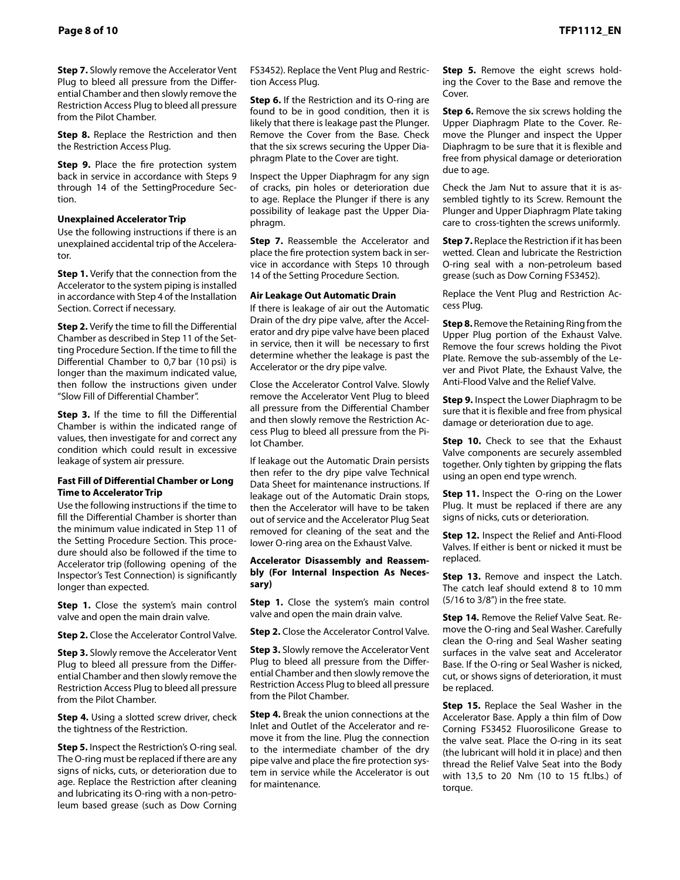**Step 7.** Slowly remove the Accelerator Vent Plug to bleed all pressure from the Differential Chamber and then slowly remove the Restriction Access Plug to bleed all pressure from the Pilot Chamber.

**Step 8.** Replace the Restriction and then the Restriction Access Plug.

**Step 9.** Place the fire protection system back in service in accordance with Steps 9 through 14 of the SettingProcedure Section.

**Unexplained Accelerator Trip**

Use the following instructions if there is an unexplained accidental trip of the Accelerator.

**Step 1.** Verify that the connection from the Accelerator to the system piping is installed in accordance with Step 4 of the Installation Section. Correct if necessary.

**Step 2.** Verify the time to fill the Differential Chamber as described in Step 11 of the Setting Procedure Section. If the time to fill the Differential Chamber to 0,7 bar (10 psi) is longer than the maximum indicated value, then follow the instructions given under "Slow Fill of Differential Chamber".

**Step 3.** If the time to fill the Differential Chamber is within the indicated range of values, then investigate for and correct any condition which could result in excessive leakage of system air pressure.

**Fast Fill of Differential Chamber or Long Time to Accelerator Trip**

Use the following instructions if the time to fill the Differential Chamber is shorter than the minimum value indicated in Step 11 of the Setting Procedure Section. This procedure should also be followed if the time to Accelerator trip (following opening of the Inspector's Test Connection) is significantly longer than expected.

**Step 1.** Close the system's main control valve and open the main drain valve.

**Step 2.** Close the Accelerator Control Valve.

**Step 3.** Slowly remove the Accelerator Vent Plug to bleed all pressure from the Differential Chamber and then slowly remove the Restriction Access Plug to bleed all pressure from the Pilot Chamber.

**Step 4.** Using a slotted screw driver, check the tightness of the Restriction.

**Step 5.** Inspect the Restriction's O-ring seal. The O-ring must be replaced if there are any signs of nicks, cuts, or deterioration due to age. Replace the Restriction after cleaning and lubricating its O-ring with a non-petroleum based grease (such as Dow Corning FS3452). Replace the Vent Plug and Restriction Access Plug.

**Step 6.** If the Restriction and its O-ring are found to be in good condition, then it is likely that there is leakage past the Plunger. Remove the Cover from the Base. Check that the six screws securing the Upper Diaphragm Plate to the Cover are tight.

Inspect the Upper Diaphragm for any sign of cracks, pin holes or deterioration due to age. Replace the Plunger if there is any possibility of leakage past the Upper Diaphragm.

**Step 7.** Reassemble the Accelerator and place the fire protection system back in service in accordance with Steps 10 through 14 of the Setting Procedure Section.

**Air Leakage Out Automatic Drain**

If there is leakage of air out the Automatic Drain of the dry pipe valve, after the Accelerator and dry pipe valve have been placed in service, then it will be necessary to first determine whether the leakage is past the Accelerator or the dry pipe valve.

Close the Accelerator Control Valve. Slowly remove the Accelerator Vent Plug to bleed all pressure from the Differential Chamber and then slowly remove the Restriction Access Plug to bleed all pressure from the Pilot Chamber.

If leakage out the Automatic Drain persists then refer to the dry pipe valve Technical Data Sheet for maintenance instructions. If leakage out of the Automatic Drain stops, then the Accelerator will have to be taken out of service and the Accelerator Plug Seat removed for cleaning of the seat and the lower O-ring area on the Exhaust Valve.

**Accelerator Disassembly and Reassembly (For Internal Inspection As Necessary)**

**Step 1.** Close the system's main control valve and open the main drain valve.

**Step 2.** Close the Accelerator Control Valve.

**Step 3.** Slowly remove the Accelerator Vent Plug to bleed all pressure from the Differential Chamber and then slowly remove the Restriction Access Plug to bleed all pressure from the Pilot Chamber.

**Step 4.** Break the union connections at the Inlet and Outlet of the Accelerator and remove it from the line. Plug the connection to the intermediate chamber of the dry pipe valve and place the fire protection system in service while the Accelerator is out for maintenance.

**Step 5.** Remove the eight screws holding the Cover to the Base and remove the Cover.

**Step 6.** Remove the six screws holding the Upper Diaphragm Plate to the Cover. Remove the Plunger and inspect the Upper Diaphragm to be sure that it is flexible and free from physical damage or deterioration due to age.

Check the Jam Nut to assure that it is assembled tightly to its Screw. Remount the Plunger and Upper Diaphragm Plate taking care to cross-tighten the screws uniformly.

**Step 7.** Replace the Restriction if it has been wetted. Clean and lubricate the Restriction O-ring seal with a non-petroleum based grease (such as Dow Corning FS3452).

Replace the Vent Plug and Restriction Access Plug.

**Step 8.** Remove the Retaining Ring from the Upper Plug portion of the Exhaust Valve. Remove the four screws holding the Pivot Plate. Remove the sub-assembly of the Lever and Pivot Plate, the Exhaust Valve, the Anti-Flood Valve and the Relief Valve.

**Step 9.** Inspect the Lower Diaphragm to be sure that it is flexible and free from physical damage or deterioration due to age.

**Step 10.** Check to see that the Exhaust Valve components are securely assembled together. Only tighten by gripping the flats using an open end type wrench.

**Step 11.** Inspect the O-ring on the Lower Plug. It must be replaced if there are any signs of nicks, cuts or deterioration.

**Step 12.** Inspect the Relief and Anti-Flood Valves. If either is bent or nicked it must be replaced.

**Step 13.** Remove and inspect the Latch. The catch leaf should extend 8 to 10 mm (5/16 to 3/8") in the free state.

**Step 14.** Remove the Relief Valve Seat. Remove the O-ring and Seal Washer. Carefully clean the O-ring and Seal Washer seating surfaces in the valve seat and Accelerator Base. If the O-ring or Seal Washer is nicked, cut, or shows signs of deterioration, it must be replaced.

**Step 15.** Replace the Seal Washer in the Accelerator Base. Apply a thin film of Dow Corning FS3452 Fluorosilicone Grease to the valve seat. Place the O-ring in its seat (the lubricant will hold it in place) and then thread the Relief Valve Seat into the Body with 13,5 to 20 Nm (10 to 15 ft.lbs.) of torque.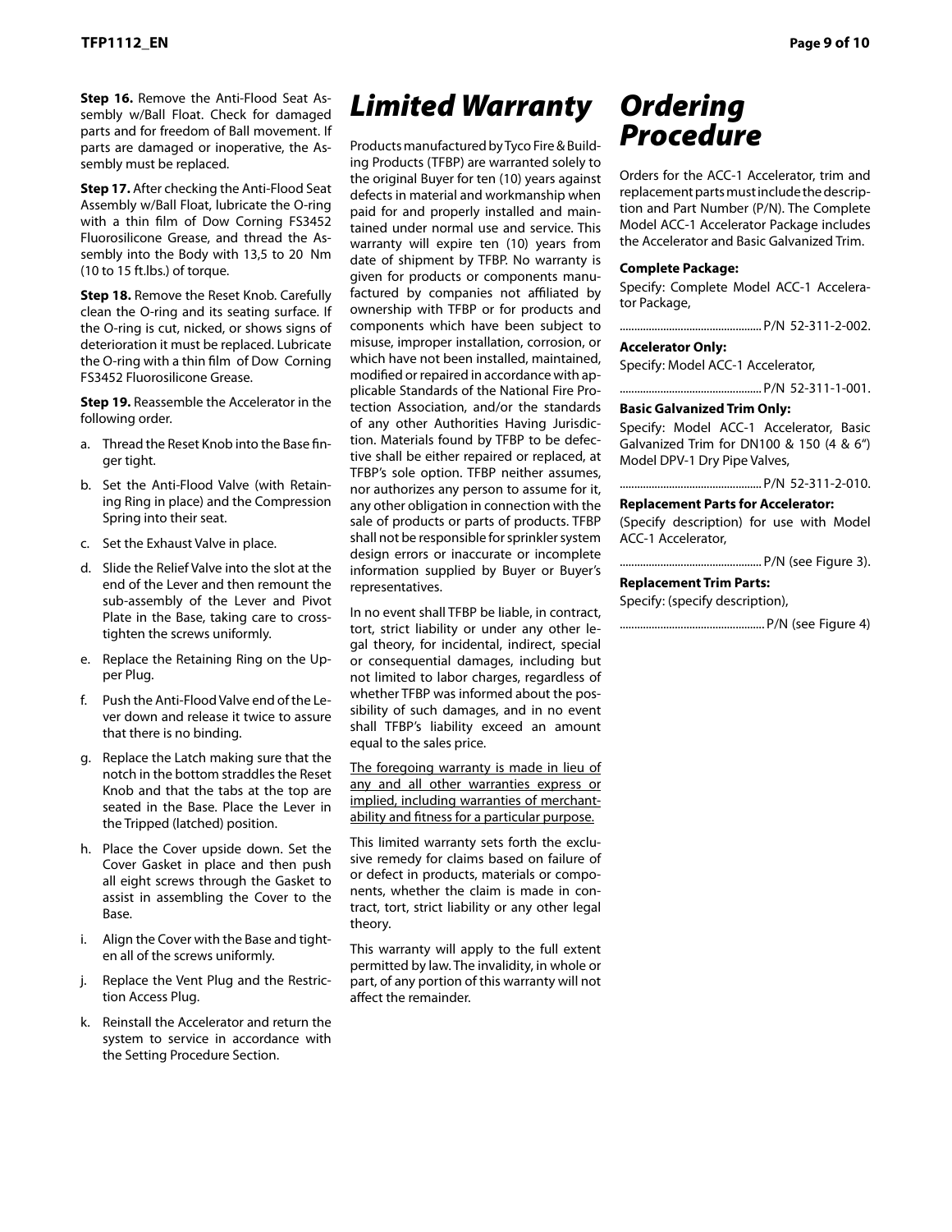**Step 16.** Remove the Anti-Flood Seat Assembly w/Ball Float. Check for damaged parts and for freedom of Ball movement. If parts are damaged or inoperative, the Assembly must be replaced.

**Step 17.** After checking the Anti-Flood Seat Assembly w/Ball Float, lubricate the O-ring with a thin film of Dow Corning FS3452 Fluorosilicone Grease, and thread the Assembly into the Body with 13,5 to 20 Nm (10 to 15 ft.lbs.) of torque.

**Step 18.** Remove the Reset Knob. Carefully clean the O-ring and its seating surface. If the O-ring is cut, nicked, or shows signs of deterioration it must be replaced. Lubricate the O-ring with a thin film of Dow Corning FS3452 Fluorosilicone Grease.

**Step 19.** Reassemble the Accelerator in the following order.

a. Thread the Reset Knob into the Base finger tight.

b. Set the Anti-Flood Valve (with Retaining Ring in place) and the Compression Spring into their seat.

c. Set the Exhaust Valve in place.

d. Slide the Relief Valve into the slot at the end of the Lever and then remount the sub-assembly of the Lever and Pivot Plate in the Base, taking care to cross-tighten the screws uniformly.

e. Replace the Retaining Ring on the Upper Plug.

f. Push the Anti-Flood Valve end of the Lever down and release it twice to assure that there is no binding.

g. Replace the Latch making sure that the notch in the bottom straddles the Reset Knob and that the tabs at the top are seated in the Base. Place the Lever in the Tripped (latched) position.

h. Place the Cover upside down. Set the Cover Gasket in place and then push all eight screws through the Gasket to assist in assembling the Cover to the Base.

i. Align the Cover with the Base and tighten all of the screws uniformly.

j. Replace the Vent Plug and the Restriction Access Plug.

k. Reinstall the Accelerator and return the system to service in accordance with the Setting Procedure Section.

# *Limited Warranty*

Products manufactured by Tyco Fire & Building Products (TFBP) are warranted solely to the original Buyer for ten (10) years against defects in material and workmanship when paid for and properly installed and maintained under normal use and service. This warranty will expire ten (10) years from date of shipment by TFBP. No warranty is given for products or components manufactured by companies not affiliated by ownership with TFBP or for products and components which have been subject to misuse, improper installation, corrosion, or which have not been installed, maintained, modified or repaired in accordance with applicable Standards of the National Fire Protection Association, and/or the standards of any other Authorities Having Jurisdiction. Materials found by TFBP to be defective shall be either repaired or replaced, at TFBP's sole option. TFBP neither assumes, nor authorizes any person to assume for it, any other obligation in connection with the sale of products or parts of products. TFBP shall not be responsible for sprinkler system design errors or inaccurate or incomplete information supplied by Buyer or Buyer's representatives.

In no event shall TFBP be liable, in contract, tort, strict liability or under any other legal theory, for incidental, indirect, special or consequential damages, including but not limited to labor charges, regardless of whether TFBP was informed about the possibility of such damages, and in no event shall TFBP's liability exceed an amount equal to the sales price.

The foregoing warranty is made in lieu of any and all other warranties express or implied, including warranties of merchantability and fitness for a particular purpose.

This limited warranty sets forth the exclusive remedy for claims based on failure of or defect in products, materials or components, whether the claim is made in contract, tort, strict liability or any other legal theory.

This warranty will apply to the full extent permitted by law. The invalidity, in whole or part, of any portion of this warranty will not affect the remainder.

# *Ordering Procedure*

Orders for the ACC-1 Accelerator, trim and replacement parts must include the description and Part Number (P/N). The Complete Model ACC-1 Accelerator Package includes the Accelerator and Basic Galvanized Trim.

**Complete Package:**

Specify: Complete Model ACC-1 Accelerator Package,

................................................ P/N 52-311-2-002.

**Accelerator Only:**

Specify: Model ACC-1 Accelerator,

................................................ P/N 52-311-1-001.

**Basic Galvanized Trim Only:**

Specify: Model ACC-1 Accelerator, Basic Galvanized Trim for DN100 & 150 (4 & 6") Model DPV-1 Dry Pipe Valves,

................................................ P/N 52-311-2-010.

**Replacement Parts for Accelerator:**

(Specify description) for use with Model ACC-1 Accelerator,

................................................ P/N (see Figure 3).

**Replacement Trim Parts:**

Specify: (specify description),

................................................ P/N (see Figure 4)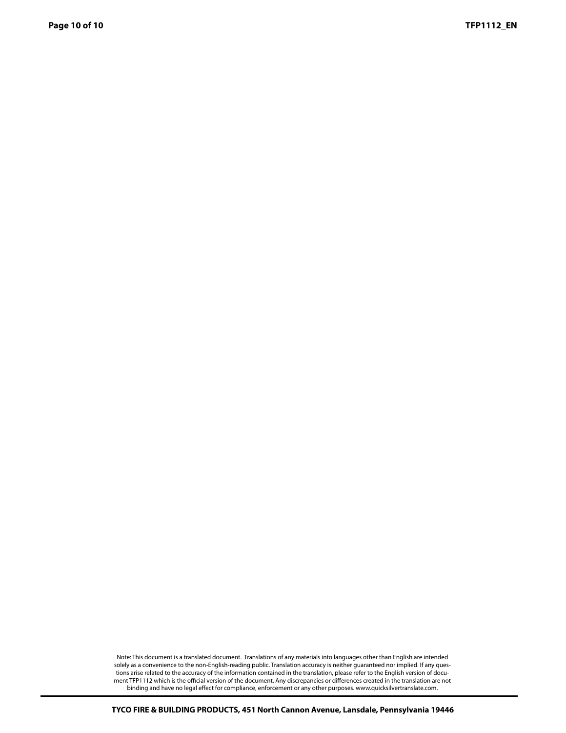Note: This document is a translated document. Translations of any materials into languages other than English are intended solely as a convenience to the non-English-reading public. Translation accuracy is neither guaranteed nor implied. If any questions arise related to the accuracy of the information contained in the translation, please refer to the English version of document TFP1112 which is the official version of the document. Any discrepancies or differences created in the translation are not binding and have no legal effect for compliance, enforcement or any other purposes. www.quicksilvertranslate.com.

**TYCO FIRE & BUILDING PRODUCTS, 451 North Cannon Avenue, Lansdale, Pennsylvania 19446**